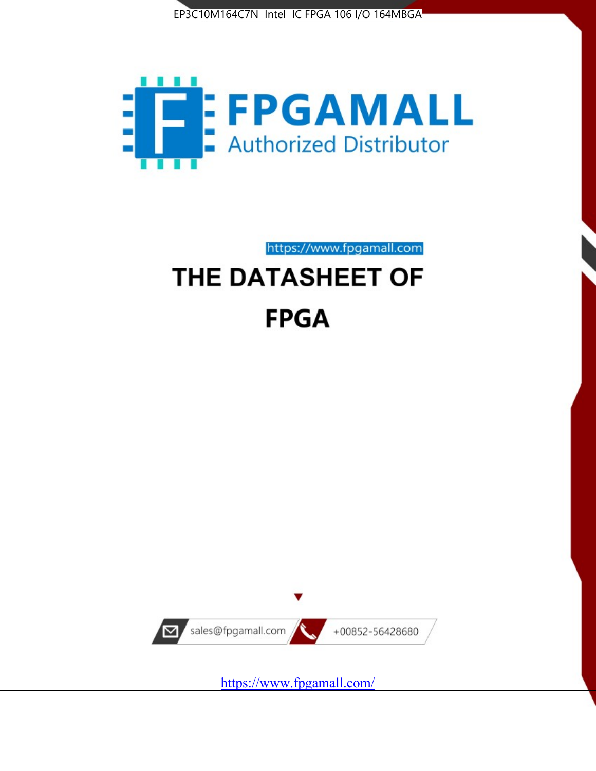EP3C10M164C7N Intel IC FPGA 106 I/O 164MBGA

FPGAMALL

Authorized Distributor

https://www.fpgamall.com

# THE DATASHEET OF

# FPGA

sales@fpgamall.com

+00852-56428680

https://www.fpgamall.com/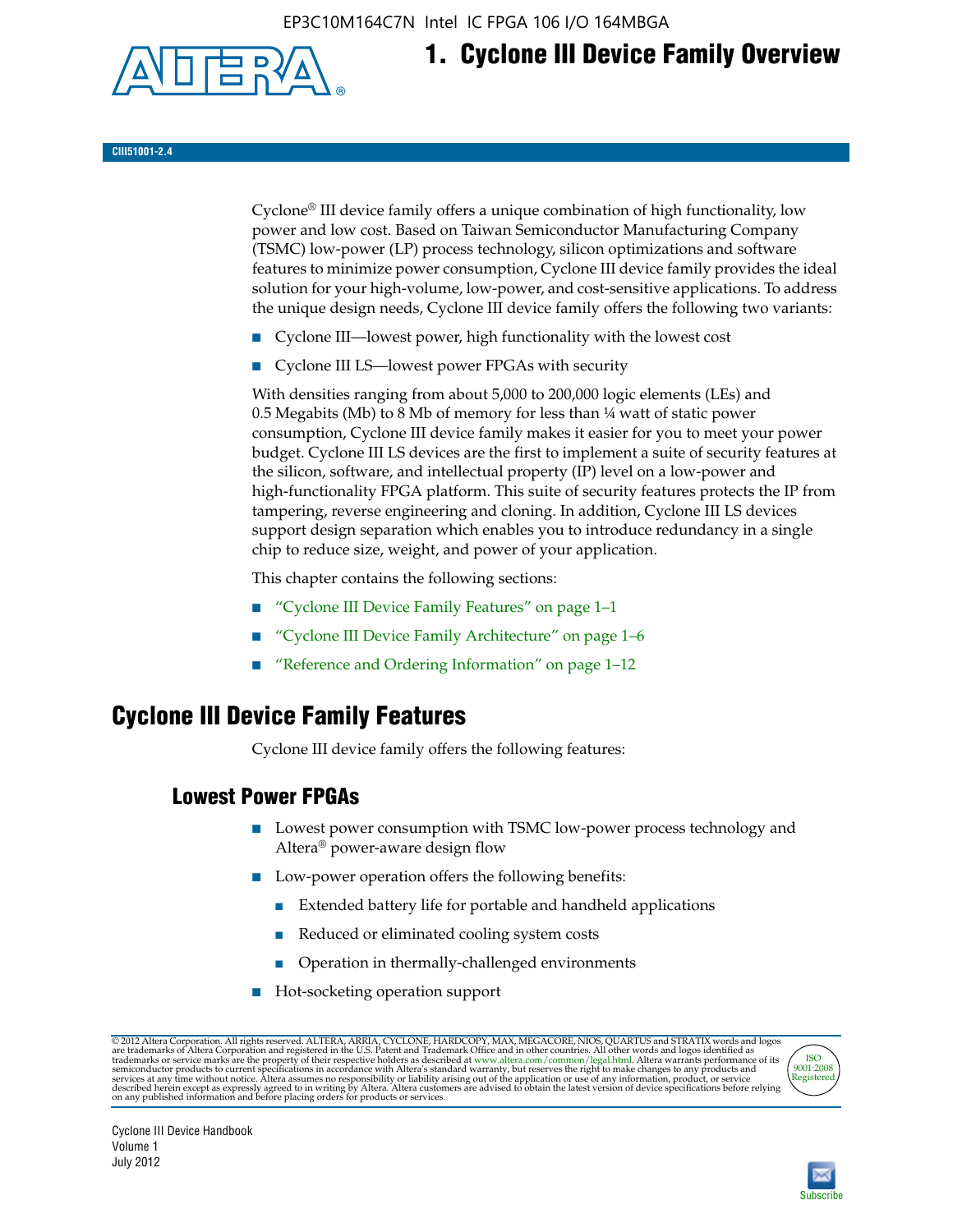# 1. Cyclone III Device Family Overview

CIII51001-2.4

Cyclone® III device family offers a unique combination of high functionality, low power and low cost. Based on Taiwan Semiconductor Manufacturing Company (TSMC) low-power (LP) process technology, silicon optimizations and software features to minimize power consumption, Cyclone III device family provides the ideal solution for your high-volume, low-power, and cost-sensitive applications. To address the unique design needs, Cyclone III device family offers the following two variants:

- Cyclone III—lowest power, high functionality with the lowest cost
- Cyclone III LS—lowest power FPGAs with security

With densities ranging from about 5,000 to 200,000 logic elements (LEs) and 0.5 Megabits (Mb) to 8 Mb of memory for less than ¼ watt of static power consumption, Cyclone III device family makes it easier for you to meet your power budget. Cyclone III LS devices are the first to implement a suite of security features at the silicon, software, and intellectual property (IP) level on a low-power and high-functionality FPGA platform. This suite of security features protects the IP from tampering, reverse engineering and cloning. In addition, Cyclone III LS devices support design separation which enables you to introduce redundancy in a single chip to reduce size, weight, and power of your application.

This chapter contains the following sections:

- "Cyclone III Device Family Features" on page 1–1
- "Cyclone III Device Family Architecture" on page 1–6
- "Reference and Ordering Information" on page 1–12

## Cyclone III Device Family Features

Cyclone III device family offers the following features:

### Lowest Power FPGAs

- Lowest power consumption with TSMC low-power process technology and Altera® power-aware design flow
- Low-power operation offers the following benefits:
  - Extended battery life for portable and handheld applications
  - Reduced or eliminated cooling system costs
  - Operation in thermally-challenged environments
- Hot-socketing operation support

© 2012 Altera Corporation. All rights reserved. ALTERA, ARRIA, CYCLONE, HARDCOPY, MAX, MEGACORE, NIOS, QUARTUS and STRATIX words and logos are trademarks of Altera Corporation and registered in the U.S. Patent and Trademark Office and in other countries. All other words and logos identified as trademarks or service marks are the property of their respective holders as described at www.altera.com/common/legal.html. Altera warrants performance of its semiconductor products to current specifications in accordance with Altera's standard warranty, but reserves the right to make changes to any products and services at any time without notice. Altera assumes no responsibility or liability arising out of the application or use of any information, product, or service described herein except as expressly agreed to in writing by Altera. Altera customers are advised to obtain the latest version of device specifications before relying on any published information and before placing orders for products or services.

Cyclone III Device Handbook
Volume 1
July 2012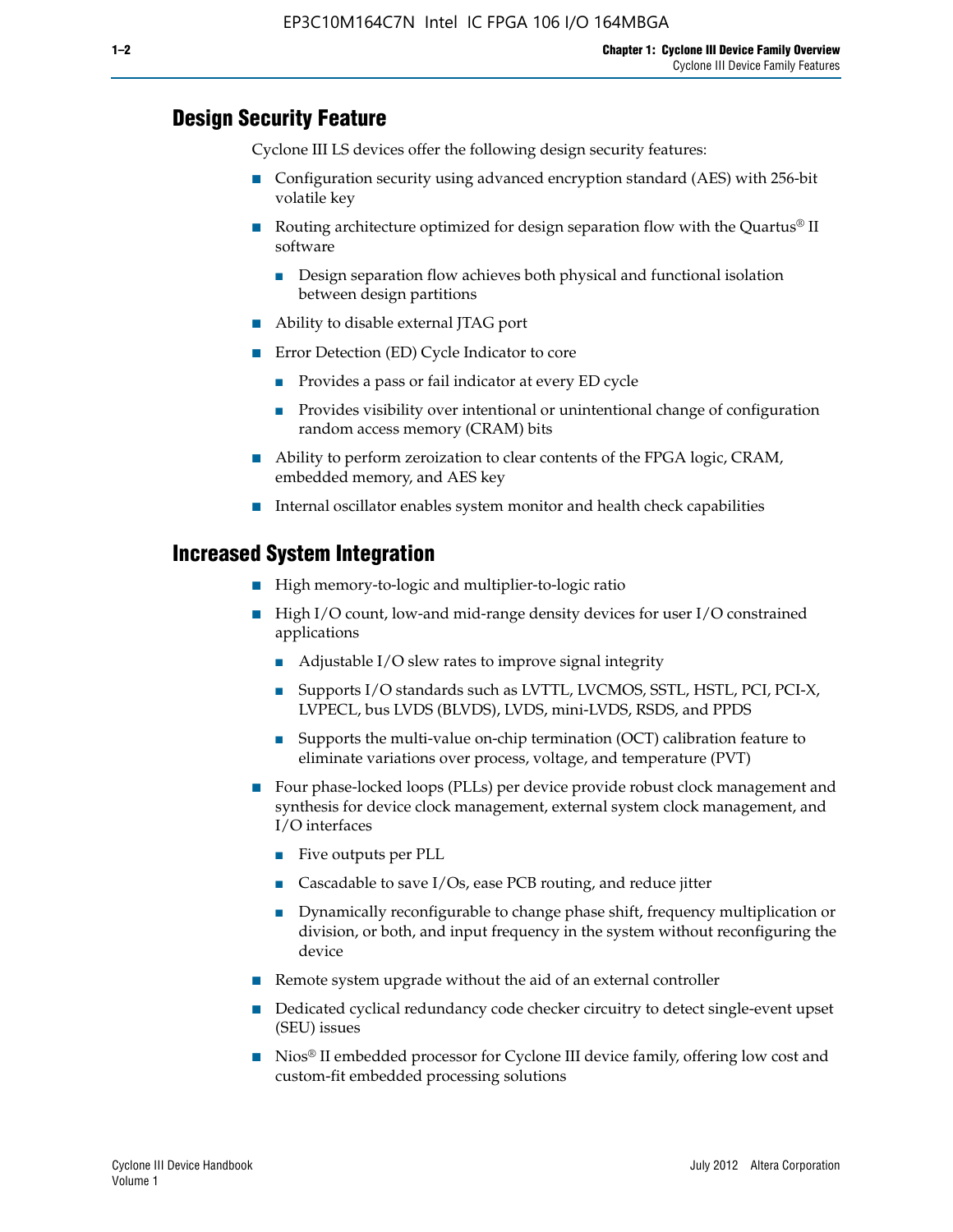## Design Security Feature

Cyclone III LS devices offer the following design security features:

- Configuration security using advanced encryption standard (AES) with 256-bit volatile key
- Routing architecture optimized for design separation flow with the Quartus® II software
  - Design separation flow achieves both physical and functional isolation between design partitions
- Ability to disable external JTAG port
- Error Detection (ED) Cycle Indicator to core
  - Provides a pass or fail indicator at every ED cycle
  - Provides visibility over intentional or unintentional change of configuration random access memory (CRAM) bits
- Ability to perform zeroization to clear contents of the FPGA logic, CRAM, embedded memory, and AES key
- Internal oscillator enables system monitor and health check capabilities

## Increased System Integration

- High memory-to-logic and multiplier-to-logic ratio
- High I/O count, low-and mid-range density devices for user I/O constrained applications
  - Adjustable I/O slew rates to improve signal integrity
  - Supports I/O standards such as LVTTL, LVCMOS, SSTL, HSTL, PCI, PCI-X, LVPECL, bus LVDS (BLVDS), LVDS, mini-LVDS, RSDS, and PPDS
  - Supports the multi-value on-chip termination (OCT) calibration feature to eliminate variations over process, voltage, and temperature (PVT)
- Four phase-locked loops (PLLs) per device provide robust clock management and synthesis for device clock management, external system clock management, and I/O interfaces
  - Five outputs per PLL
  - Cascadable to save I/Os, ease PCB routing, and reduce jitter
  - Dynamically reconfigurable to change phase shift, frequency multiplication or division, or both, and input frequency in the system without reconfiguring the device
- Remote system upgrade without the aid of an external controller
- Dedicated cyclical redundancy code checker circuitry to detect single-event upset (SEU) issues
- Nios® II embedded processor for Cyclone III device family, offering low cost and custom-fit embedded processing solutions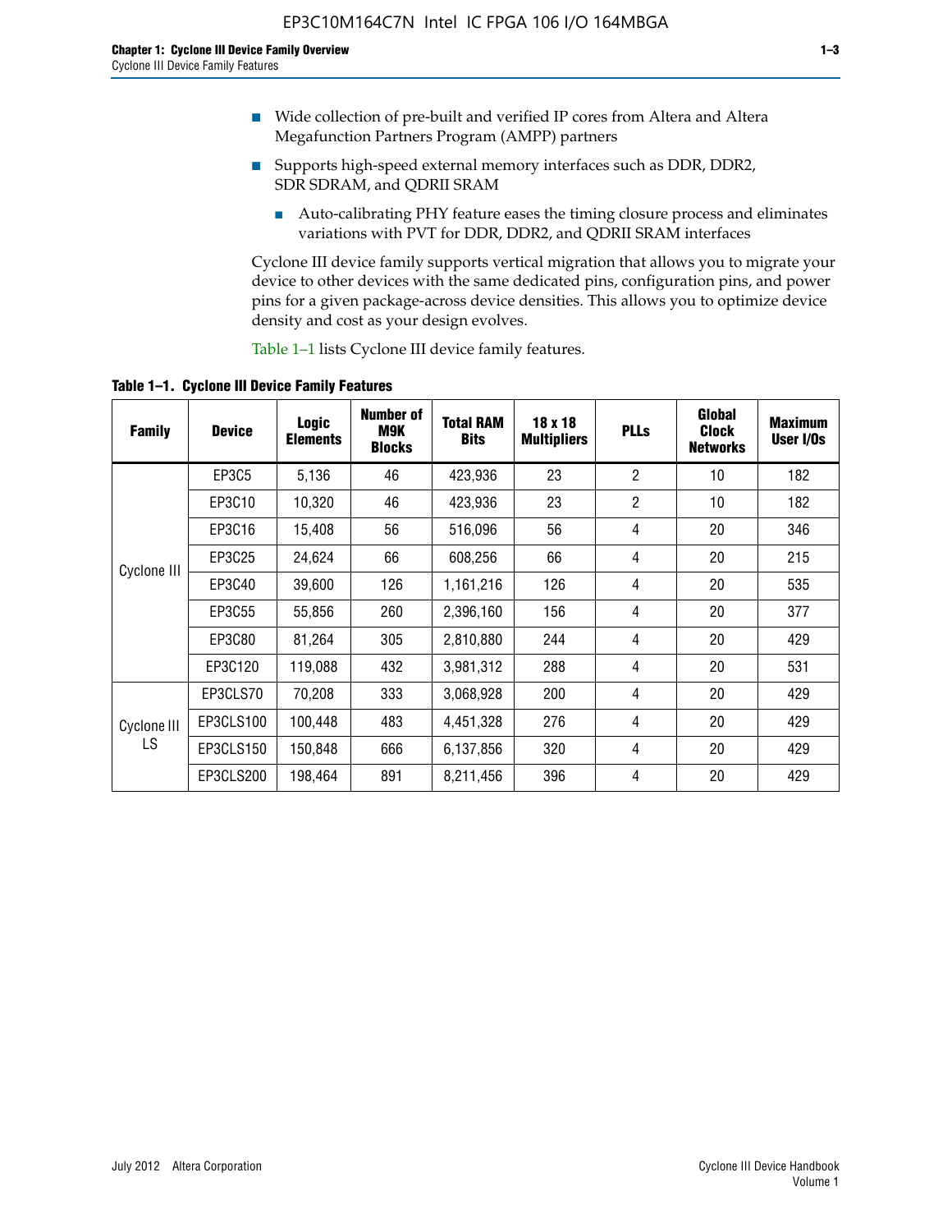- Wide collection of pre-built and verified IP cores from Altera and Altera Megafunction Partners Program (AMPP) partners
- Supports high-speed external memory interfaces such as DDR, DDR2, SDR SDRAM, and QDRII SRAM
  - Auto-calibrating PHY feature eases the timing closure process and eliminates variations with PVT for DDR, DDR2, and QDRII SRAM interfaces

Cyclone III device family supports vertical migration that allows you to migrate your device to other devices with the same dedicated pins, configuration pins, and power pins for a given package-across device densities. This allows you to optimize device density and cost as your design evolves.

Table 1–1 lists Cyclone III device family features.

**Table 1–1. Cyclone III Device Family Features**

| Family | Device | Logic Elements | Number of M9K Blocks | Total RAM Bits | 18 x 18 Multipliers | PLLs | Global Clock Networks | Maximum User I/Os |
|---|---|---|---|---|---|---|---|---|
| Cyclone III | EP3C5 | 5,136 | 46 | 423,936 | 23 | 2 | 10 | 182 |
| | EP3C10 | 10,320 | 46 | 423,936 | 23 | 2 | 10 | 182 |
| | EP3C16 | 15,408 | 56 | 516,096 | 56 | 4 | 20 | 346 |
| | EP3C25 | 24,624 | 66 | 608,256 | 66 | 4 | 20 | 215 |
| | EP3C40 | 39,600 | 126 | 1,161,216 | 126 | 4 | 20 | 535 |
| | EP3C55 | 55,856 | 260 | 2,396,160 | 156 | 4 | 20 | 377 |
| | EP3C80 | 81,264 | 305 | 2,810,880 | 244 | 4 | 20 | 429 |
| | EP3C120 | 119,088 | 432 | 3,981,312 | 288 | 4 | 20 | 531 |
| Cyclone III LS | EP3CLS70 | 70,208 | 333 | 3,068,928 | 200 | 4 | 20 | 429 |
| | EP3CLS100 | 100,448 | 483 | 4,451,328 | 276 | 4 | 20 | 429 |
| | EP3CLS150 | 150,848 | 666 | 6,137,856 | 320 | 4 | 20 | 429 |
| | EP3CLS200 | 198,464 | 891 | 8,211,456 | 396 | 4 | 20 | 429 |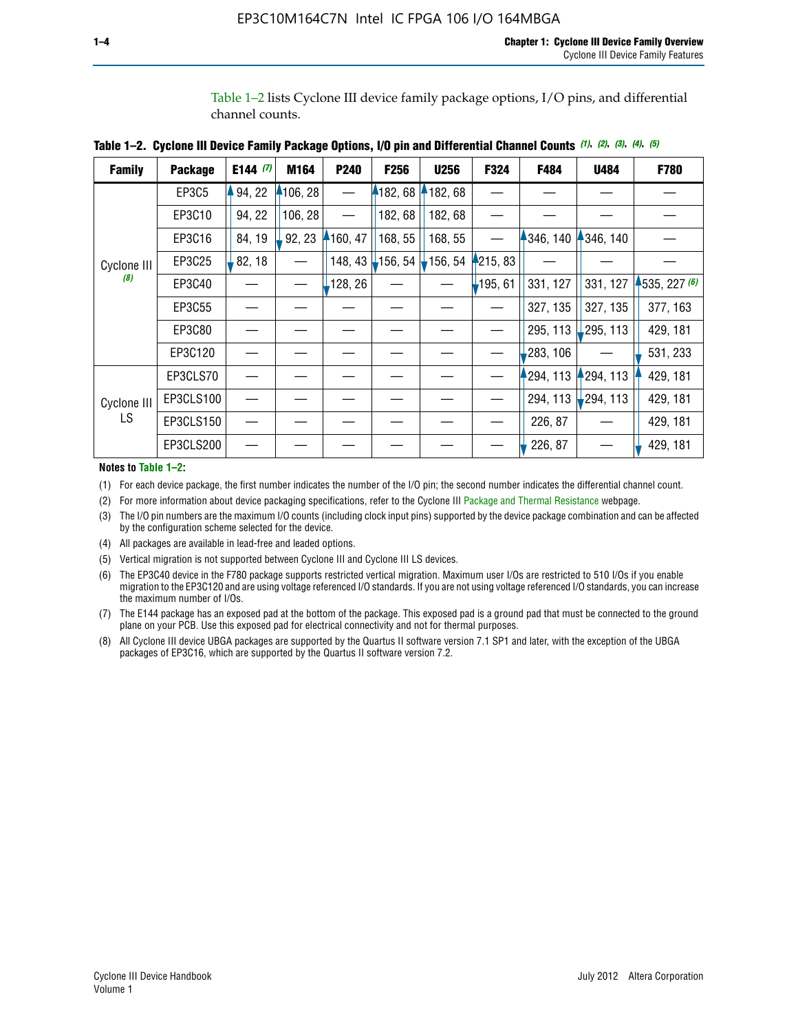Table 1–2 lists Cyclone III device family package options, I/O pins, and differential channel counts.

**Table 1–2. Cyclone III Device Family Package Options, I/O pin and Differential Channel Counts** *(1), (2), (3), (4), (5)*

| Family | Package | E144 *(7)* | M164 | P240 | F256 | U256 | F324 | F484 | U484 | F780 |
|---|---|---|---|---|---|---|---|---|---|---|
| Cyclone III *(8)* | EP3C5 | 94, 22 | 106, 28 | — | 182, 68 | 182, 68 | — | — | — | — |
| | EP3C10 | 94, 22 | 106, 28 | — | 182, 68 | 182, 68 | — | — | — | — |
| | EP3C16 | 84, 19 | 92, 23 | 160, 47 | 168, 55 | 168, 55 | — | 346, 140 | 346, 140 | — |
| | EP3C25 | 82, 18 | — | 148, 43 | 156, 54 | 156, 54 | 215, 83 | — | — | — |
| | EP3C40 | — | — | 128, 26 | — | — | 195, 61 | 331, 127 | 331, 127 | 535, 227 *(6)* |
| | EP3C55 | — | — | — | — | — | — | 327, 135 | 327, 135 | 377, 163 |
| | EP3C80 | — | — | — | — | — | — | 295, 113 | 295, 113 | 429, 181 |
| | EP3C120 | — | — | — | — | — | — | 283, 106 | — | 531, 233 |
| Cyclone III LS | EP3CLS70 | — | — | — | — | — | — | 294, 113 | 294, 113 | 429, 181 |
| | EP3CLS100 | — | — | — | — | — | — | 294, 113 | 294, 113 | 429, 181 |
| | EP3CLS150 | — | — | — | — | — | — | 226, 87 | — | 429, 181 |
| | EP3CLS200 | — | — | — | — | — | — | 226, 87 | — | 429, 181 |

**Notes to Table 1–2:**

(1) For each device package, the first number indicates the number of the I/O pin; the second number indicates the differential channel count.

(2) For more information about device packaging specifications, refer to the Cyclone III Package and Thermal Resistance webpage.

(3) The I/O pin numbers are the maximum I/O counts (including clock input pins) supported by the device package combination and can be affected by the configuration scheme selected for the device.

(4) All packages are available in lead-free and leaded options.

(5) Vertical migration is not supported between Cyclone III and Cyclone III LS devices.

(6) The EP3C40 device in the F780 package supports restricted vertical migration. Maximum user I/Os are restricted to 510 I/Os if you enable migration to the EP3C120 and are using voltage referenced I/O standards. If you are not using voltage referenced I/O standards, you can increase the maximum number of I/Os.

(7) The E144 package has an exposed pad at the bottom of the package. This exposed pad is a ground pad that must be connected to the ground plane on your PCB. Use this exposed pad for electrical connectivity and not for thermal purposes.

(8) All Cyclone III device UBGA packages are supported by the Quartus II software version 7.1 SP1 and later, with the exception of the UBGA packages of EP3C16, which are supported by the Quartus II software version 7.2.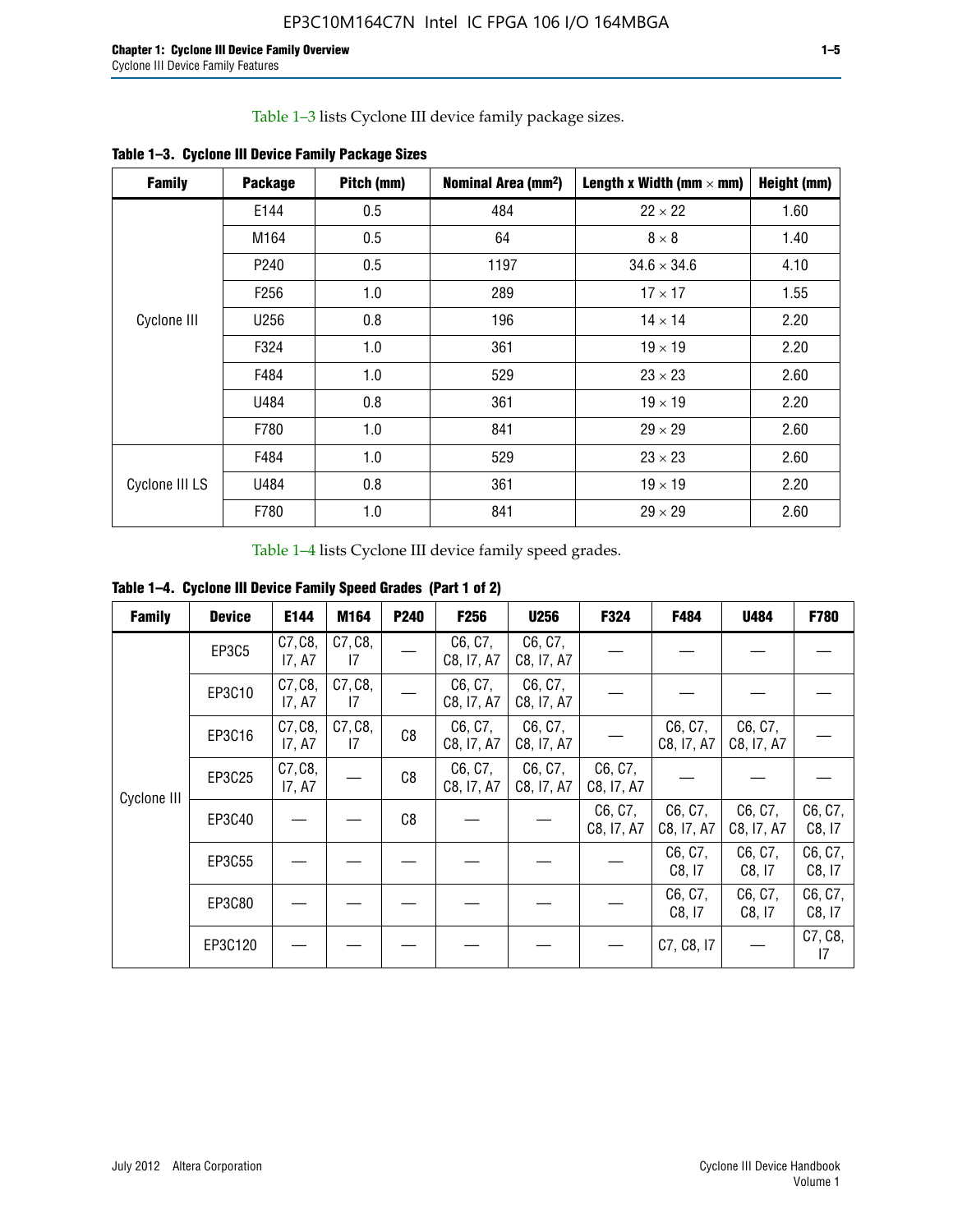Table 1–3 lists Cyclone III device family package sizes.

**Table 1–3. Cyclone III Device Family Package Sizes**

| Family | Package | Pitch (mm) | Nominal Area (mm²) | Length x Width (mm × mm) | Height (mm) |
|---|---|---|---|---|---|
| Cyclone III | E144 | 0.5 | 484 | 22 × 22 | 1.60 |
| | M164 | 0.5 | 64 | 8 × 8 | 1.40 |
| | P240 | 0.5 | 1197 | 34.6 × 34.6 | 4.10 |
| | F256 | 1.0 | 289 | 17 × 17 | 1.55 |
| | U256 | 0.8 | 196 | 14 × 14 | 2.20 |
| | F324 | 1.0 | 361 | 19 × 19 | 2.20 |
| | F484 | 1.0 | 529 | 23 × 23 | 2.60 |
| | U484 | 0.8 | 361 | 19 × 19 | 2.20 |
| | F780 | 1.0 | 841 | 29 × 29 | 2.60 |
| Cyclone III LS | F484 | 1.0 | 529 | 23 × 23 | 2.60 |
| | U484 | 0.8 | 361 | 19 × 19 | 2.20 |
| | F780 | 1.0 | 841 | 29 × 29 | 2.60 |

Table 1–4 lists Cyclone III device family speed grades.

**Table 1–4. Cyclone III Device Family Speed Grades (Part 1 of 2)**

| Family | Device | E144 | M164 | P240 | F256 | U256 | F324 | F484 | U484 | F780 |
|---|---|---|---|---|---|---|---|---|---|---|
| Cyclone III | EP3C5 | C7, C8, I7, A7 | C7, C8, I7 | — | C6, C7, C8, I7, A7 | C6, C7, C8, I7, A7 | — | — | — | — |
| | EP3C10 | C7, C8, I7, A7 | C7, C8, I7 | — | C6, C7, C8, I7, A7 | C6, C7, C8, I7, A7 | — | — | — | — |
| | EP3C16 | C7, C8, I7, A7 | C7, C8, I7 | C8 | C6, C7, C8, I7, A7 | C6, C7, C8, I7, A7 | — | C6, C7, C8, I7, A7 | C6, C7, C8, I7, A7 | — |
| | EP3C25 | C7, C8, I7, A7 | — | C8 | C6, C7, C8, I7, A7 | C6, C7, C8, I7, A7 | C6, C7, C8, I7, A7 | — | — | — |
| | EP3C40 | — | — | C8 | — | — | C6, C7, C8, I7, A7 | C6, C7, C8, I7, A7 | C6, C7, C8, I7, A7 | C6, C7, C8, I7 |
| | EP3C55 | — | — | — | — | — | — | C6, C7, C8, I7 | C6, C7, C8, I7 | C6, C7, C8, I7 |
| | EP3C80 | — | — | — | — | — | — | C6, C7, C8, I7 | C6, C7, C8, I7 | C6, C7, C8, I7 |
| | EP3C120 | — | — | — | — | — | — | C7, C8, I7 | — | C7, C8, I7 |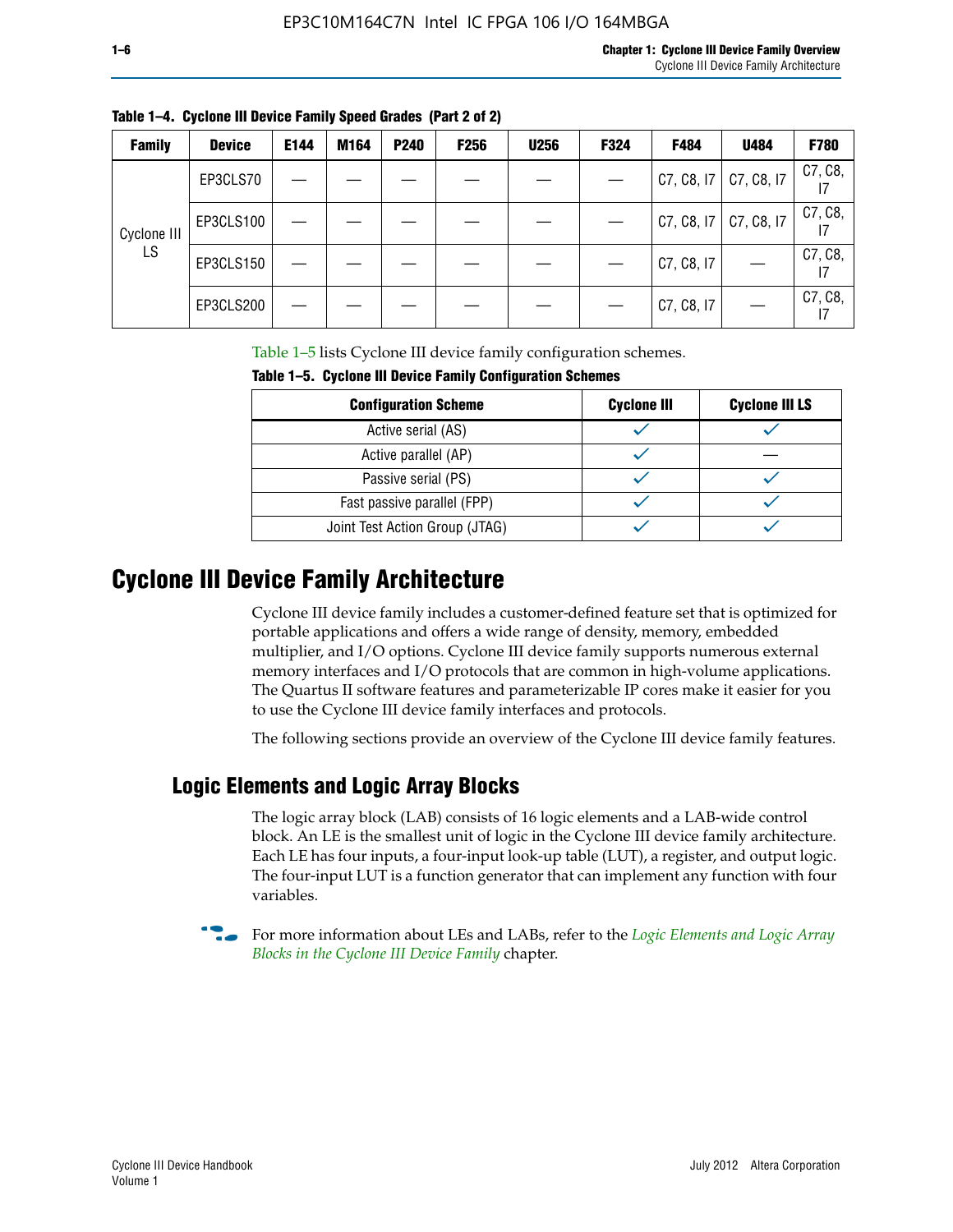**Table 1–4. Cyclone III Device Family Speed Grades (Part 2 of 2)**

| Family | Device | E144 | M164 | P240 | F256 | U256 | F324 | F484 | U484 | F780 |
|---|---|---|---|---|---|---|---|---|---|---|
| Cyclone III LS | EP3CLS70 | — | — | — | — | — | — | C7, C8, I7 | C7, C8, I7 | C7, C8, I7 |
| | EP3CLS100 | — | — | — | — | — | — | C7, C8, I7 | C7, C8, I7 | C7, C8, I7 |
| | EP3CLS150 | — | — | — | — | — | — | C7, C8, I7 | — | C7, C8, I7 |
| | EP3CLS200 | — | — | — | — | — | — | C7, C8, I7 | — | C7, C8, I7 |

Table 1–5 lists Cyclone III device family configuration schemes.

**Table 1–5. Cyclone III Device Family Configuration Schemes**

| Configuration Scheme | Cyclone III | Cyclone III LS |
|---|---|---|
| Active serial (AS) | ✓ | ✓ |
| Active parallel (AP) | ✓ | — |
| Passive serial (PS) | ✓ | ✓ |
| Fast passive parallel (FPP) | ✓ | ✓ |
| Joint Test Action Group (JTAG) | ✓ | ✓ |

# Cyclone III Device Family Architecture

Cyclone III device family includes a customer-defined feature set that is optimized for portable applications and offers a wide range of density, memory, embedded multiplier, and I/O options. Cyclone III device family supports numerous external memory interfaces and I/O protocols that are common in high-volume applications. The Quartus II software features and parameterizable IP cores make it easier for you to use the Cyclone III device family interfaces and protocols.

The following sections provide an overview of the Cyclone III device family features.

## Logic Elements and Logic Array Blocks

The logic array block (LAB) consists of 16 logic elements and a LAB-wide control block. An LE is the smallest unit of logic in the Cyclone III device family architecture. Each LE has four inputs, a four-input look-up table (LUT), a register, and output logic. The four-input LUT is a function generator that can implement any function with four variables.

For more information about LEs and LABs, refer to the *Logic Elements and Logic Array Blocks in the Cyclone III Device Family* chapter.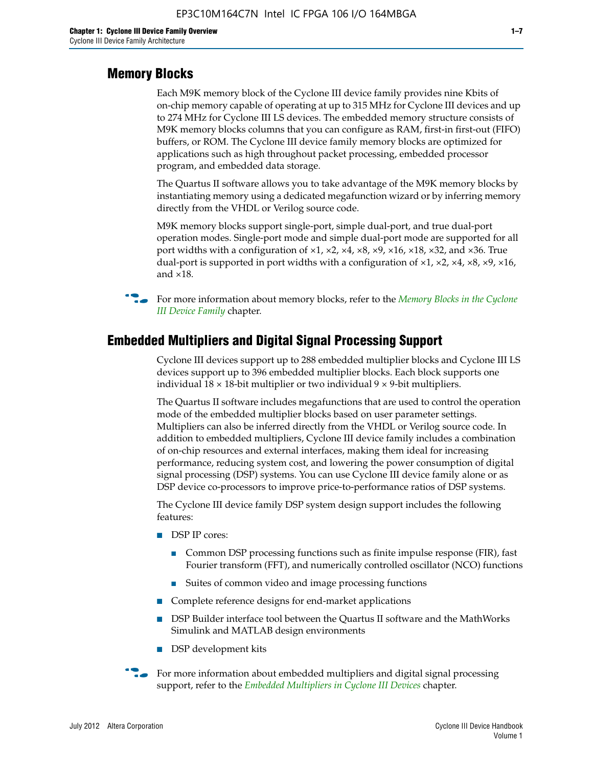## Memory Blocks

Each M9K memory block of the Cyclone III device family provides nine Kbits of on-chip memory capable of operating at up to 315 MHz for Cyclone III devices and up to 274 MHz for Cyclone III LS devices. The embedded memory structure consists of M9K memory blocks columns that you can configure as RAM, first-in first-out (FIFO) buffers, or ROM. The Cyclone III device family memory blocks are optimized for applications such as high throughout packet processing, embedded processor program, and embedded data storage.

The Quartus II software allows you to take advantage of the M9K memory blocks by instantiating memory using a dedicated megafunction wizard or by inferring memory directly from the VHDL or Verilog source code.

M9K memory blocks support single-port, simple dual-port, and true dual-port operation modes. Single-port mode and simple dual-port mode are supported for all port widths with a configuration of ×1, ×2, ×4, ×8, ×9, ×16, ×18, ×32, and ×36. True dual-port is supported in port widths with a configuration of ×1, ×2, ×4, ×8, ×9, ×16, and ×18.

For more information about memory blocks, refer to the *Memory Blocks in the Cyclone III Device Family* chapter.

## Embedded Multipliers and Digital Signal Processing Support

Cyclone III devices support up to 288 embedded multiplier blocks and Cyclone III LS devices support up to 396 embedded multiplier blocks. Each block supports one individual 18 × 18-bit multiplier or two individual 9 × 9-bit multipliers.

The Quartus II software includes megafunctions that are used to control the operation mode of the embedded multiplier blocks based on user parameter settings. Multipliers can also be inferred directly from the VHDL or Verilog source code. In addition to embedded multipliers, Cyclone III device family includes a combination of on-chip resources and external interfaces, making them ideal for increasing performance, reducing system cost, and lowering the power consumption of digital signal processing (DSP) systems. You can use Cyclone III device family alone or as DSP device co-processors to improve price-to-performance ratios of DSP systems.

The Cyclone III device family DSP system design support includes the following features:

- DSP IP cores:
  - Common DSP processing functions such as finite impulse response (FIR), fast Fourier transform (FFT), and numerically controlled oscillator (NCO) functions
  - Suites of common video and image processing functions
- Complete reference designs for end-market applications
- DSP Builder interface tool between the Quartus II software and the MathWorks Simulink and MATLAB design environments
- DSP development kits

For more information about embedded multipliers and digital signal processing support, refer to the *Embedded Multipliers in Cyclone III Devices* chapter.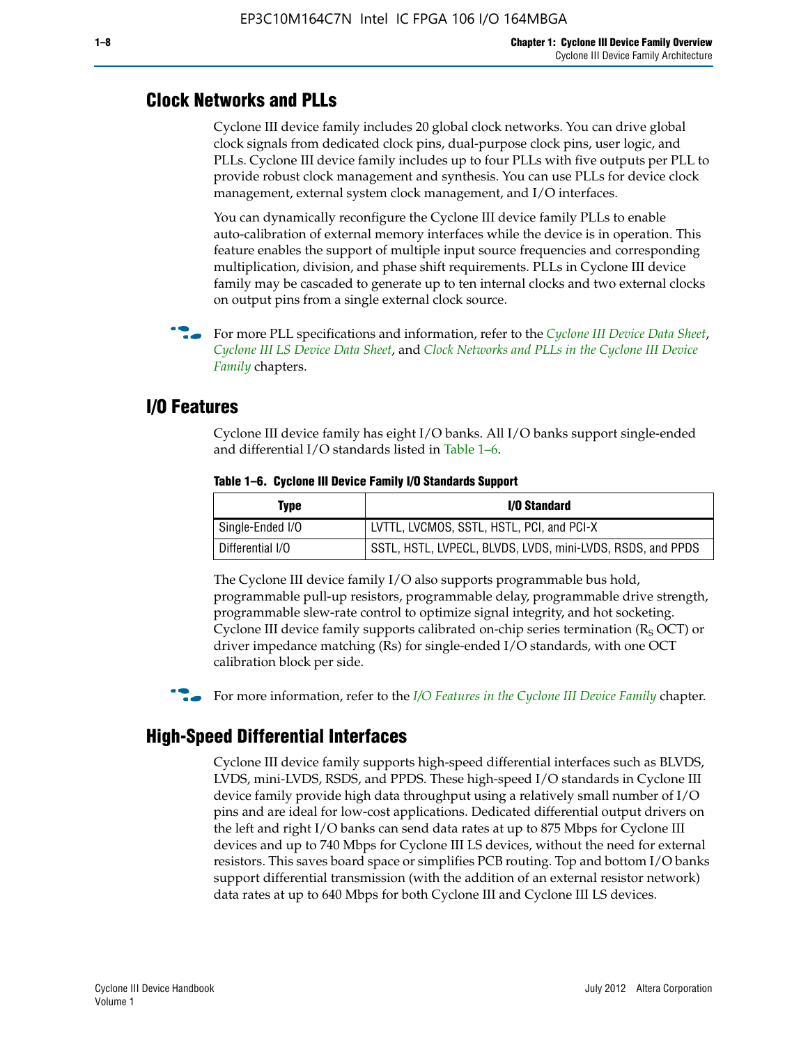## Clock Networks and PLLs

Cyclone III device family includes 20 global clock networks. You can drive global clock signals from dedicated clock pins, dual-purpose clock pins, user logic, and PLLs. Cyclone III device family includes up to four PLLs with five outputs per PLL to provide robust clock management and synthesis. You can use PLLs for device clock management, external system clock management, and I/O interfaces.

You can dynamically reconfigure the Cyclone III device family PLLs to enable auto-calibration of external memory interfaces while the device is in operation. This feature enables the support of multiple input source frequencies and corresponding multiplication, division, and phase shift requirements. PLLs in Cyclone III device family may be cascaded to generate up to ten internal clocks and two external clocks on output pins from a single external clock source.

For more PLL specifications and information, refer to the *Cyclone III Device Data Sheet*, *Cyclone III LS Device Data Sheet*, and *Clock Networks and PLLs in the Cyclone III Device Family* chapters.

## I/O Features

Cyclone III device family has eight I/O banks. All I/O banks support single-ended and differential I/O standards listed in Table 1–6.

**Table 1–6. Cyclone III Device Family I/O Standards Support**

| Type | I/O Standard |
|---|---|
| Single-Ended I/O | LVTTL, LVCMOS, SSTL, HSTL, PCI, and PCI-X |
| Differential I/O | SSTL, HSTL, LVPECL, BLVDS, LVDS, mini-LVDS, RSDS, and PPDS |

The Cyclone III device family I/O also supports programmable bus hold, programmable pull-up resistors, programmable delay, programmable drive strength, programmable slew-rate control to optimize signal integrity, and hot socketing. Cyclone III device family supports calibrated on-chip series termination ($R_S$ OCT) or driver impedance matching (Rs) for single-ended I/O standards, with one OCT calibration block per side.

For more information, refer to the *I/O Features in the Cyclone III Device Family* chapter.

## High-Speed Differential Interfaces

Cyclone III device family supports high-speed differential interfaces such as BLVDS, LVDS, mini-LVDS, RSDS, and PPDS. These high-speed I/O standards in Cyclone III device family provide high data throughput using a relatively small number of I/O pins and are ideal for low-cost applications. Dedicated differential output drivers on the left and right I/O banks can send data rates at up to 875 Mbps for Cyclone III devices and up to 740 Mbps for Cyclone III LS devices, without the need for external resistors. This saves board space or simplifies PCB routing. Top and bottom I/O banks support differential transmission (with the addition of an external resistor network) data rates at up to 640 Mbps for both Cyclone III and Cyclone III LS devices.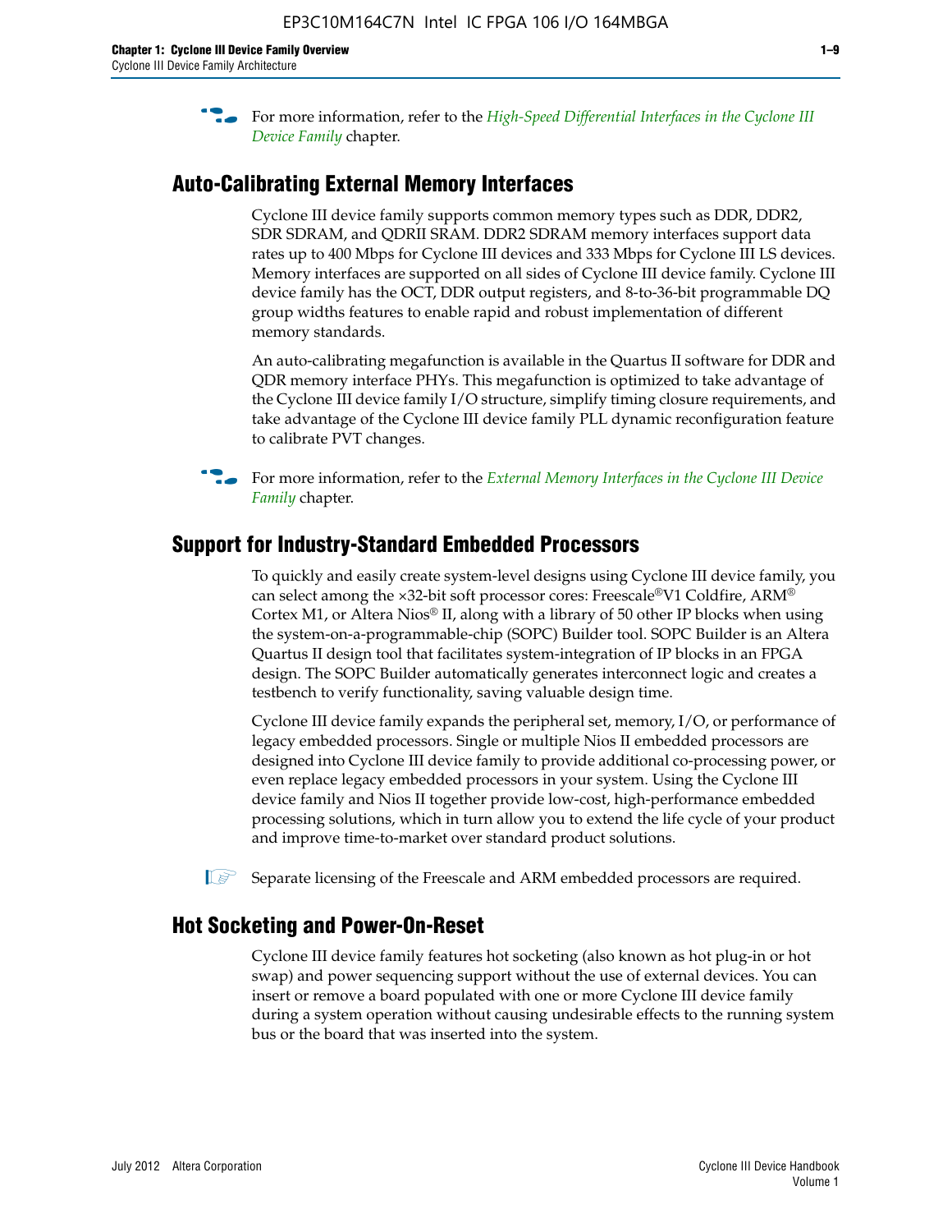For more information, refer to the *High-Speed Differential Interfaces in the Cyclone III Device Family* chapter.

## Auto-Calibrating External Memory Interfaces

Cyclone III device family supports common memory types such as DDR, DDR2, SDR SDRAM, and QDRII SRAM. DDR2 SDRAM memory interfaces support data rates up to 400 Mbps for Cyclone III devices and 333 Mbps for Cyclone III LS devices. Memory interfaces are supported on all sides of Cyclone III device family. Cyclone III device family has the OCT, DDR output registers, and 8-to-36-bit programmable DQ group widths features to enable rapid and robust implementation of different memory standards.

An auto-calibrating megafunction is available in the Quartus II software for DDR and QDR memory interface PHYs. This megafunction is optimized to take advantage of the Cyclone III device family I/O structure, simplify timing closure requirements, and take advantage of the Cyclone III device family PLL dynamic reconfiguration feature to calibrate PVT changes.

For more information, refer to the *External Memory Interfaces in the Cyclone III Device Family* chapter.

## Support for Industry-Standard Embedded Processors

To quickly and easily create system-level designs using Cyclone III device family, you can select among the ×32-bit soft processor cores: Freescale®V1 Coldfire, ARM® Cortex M1, or Altera Nios® II, along with a library of 50 other IP blocks when using the system-on-a-programmable-chip (SOPC) Builder tool. SOPC Builder is an Altera Quartus II design tool that facilitates system-integration of IP blocks in an FPGA design. The SOPC Builder automatically generates interconnect logic and creates a testbench to verify functionality, saving valuable design time.

Cyclone III device family expands the peripheral set, memory, I/O, or performance of legacy embedded processors. Single or multiple Nios II embedded processors are designed into Cyclone III device family to provide additional co-processing power, or even replace legacy embedded processors in your system. Using the Cyclone III device family and Nios II together provide low-cost, high-performance embedded processing solutions, which in turn allow you to extend the life cycle of your product and improve time-to-market over standard product solutions.

Separate licensing of the Freescale and ARM embedded processors are required.

## Hot Socketing and Power-On-Reset

Cyclone III device family features hot socketing (also known as hot plug-in or hot swap) and power sequencing support without the use of external devices. You can insert or remove a board populated with one or more Cyclone III device family during a system operation without causing undesirable effects to the running system bus or the board that was inserted into the system.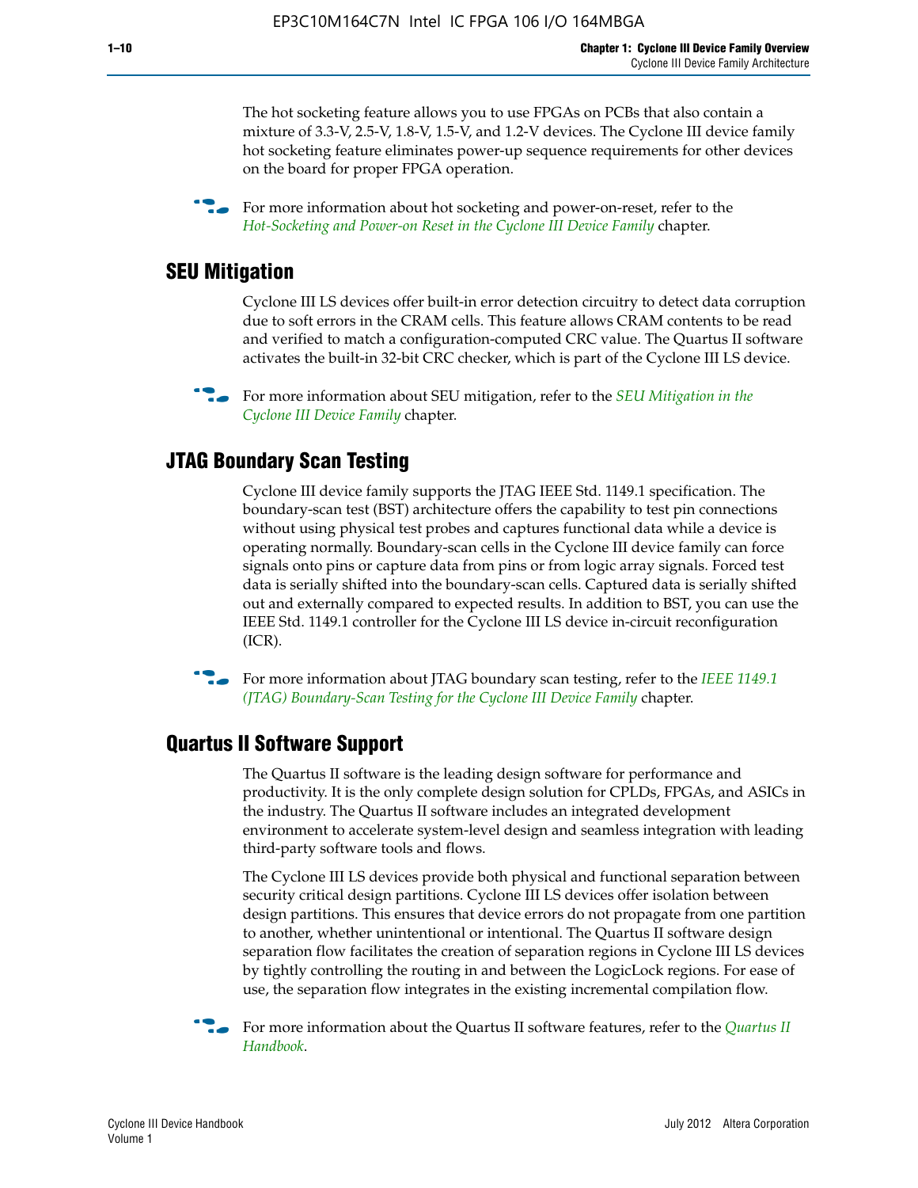The hot socketing feature allows you to use FPGAs on PCBs that also contain a mixture of 3.3-V, 2.5-V, 1.8-V, 1.5-V, and 1.2-V devices. The Cyclone III device family hot socketing feature eliminates power-up sequence requirements for other devices on the board for proper FPGA operation.

For more information about hot socketing and power-on-reset, refer to the *Hot-Socketing and Power-on Reset in the Cyclone III Device Family* chapter.

## SEU Mitigation

Cyclone III LS devices offer built-in error detection circuitry to detect data corruption due to soft errors in the CRAM cells. This feature allows CRAM contents to be read and verified to match a configuration-computed CRC value. The Quartus II software activates the built-in 32-bit CRC checker, which is part of the Cyclone III LS device.

For more information about SEU mitigation, refer to the *SEU Mitigation in the Cyclone III Device Family* chapter.

## JTAG Boundary Scan Testing

Cyclone III device family supports the JTAG IEEE Std. 1149.1 specification. The boundary-scan test (BST) architecture offers the capability to test pin connections without using physical test probes and captures functional data while a device is operating normally. Boundary-scan cells in the Cyclone III device family can force signals onto pins or capture data from pins or from logic array signals. Forced test data is serially shifted into the boundary-scan cells. Captured data is serially shifted out and externally compared to expected results. In addition to BST, you can use the IEEE Std. 1149.1 controller for the Cyclone III LS device in-circuit reconfiguration (ICR).

For more information about JTAG boundary scan testing, refer to the *IEEE 1149.1 (JTAG) Boundary-Scan Testing for the Cyclone III Device Family* chapter.

## Quartus II Software Support

The Quartus II software is the leading design software for performance and productivity. It is the only complete design solution for CPLDs, FPGAs, and ASICs in the industry. The Quartus II software includes an integrated development environment to accelerate system-level design and seamless integration with leading third-party software tools and flows.

The Cyclone III LS devices provide both physical and functional separation between security critical design partitions. Cyclone III LS devices offer isolation between design partitions. This ensures that device errors do not propagate from one partition to another, whether unintentional or intentional. The Quartus II software design separation flow facilitates the creation of separation regions in Cyclone III LS devices by tightly controlling the routing in and between the LogicLock regions. For ease of use, the separation flow integrates in the existing incremental compilation flow.

For more information about the Quartus II software features, refer to the *Quartus II Handbook*.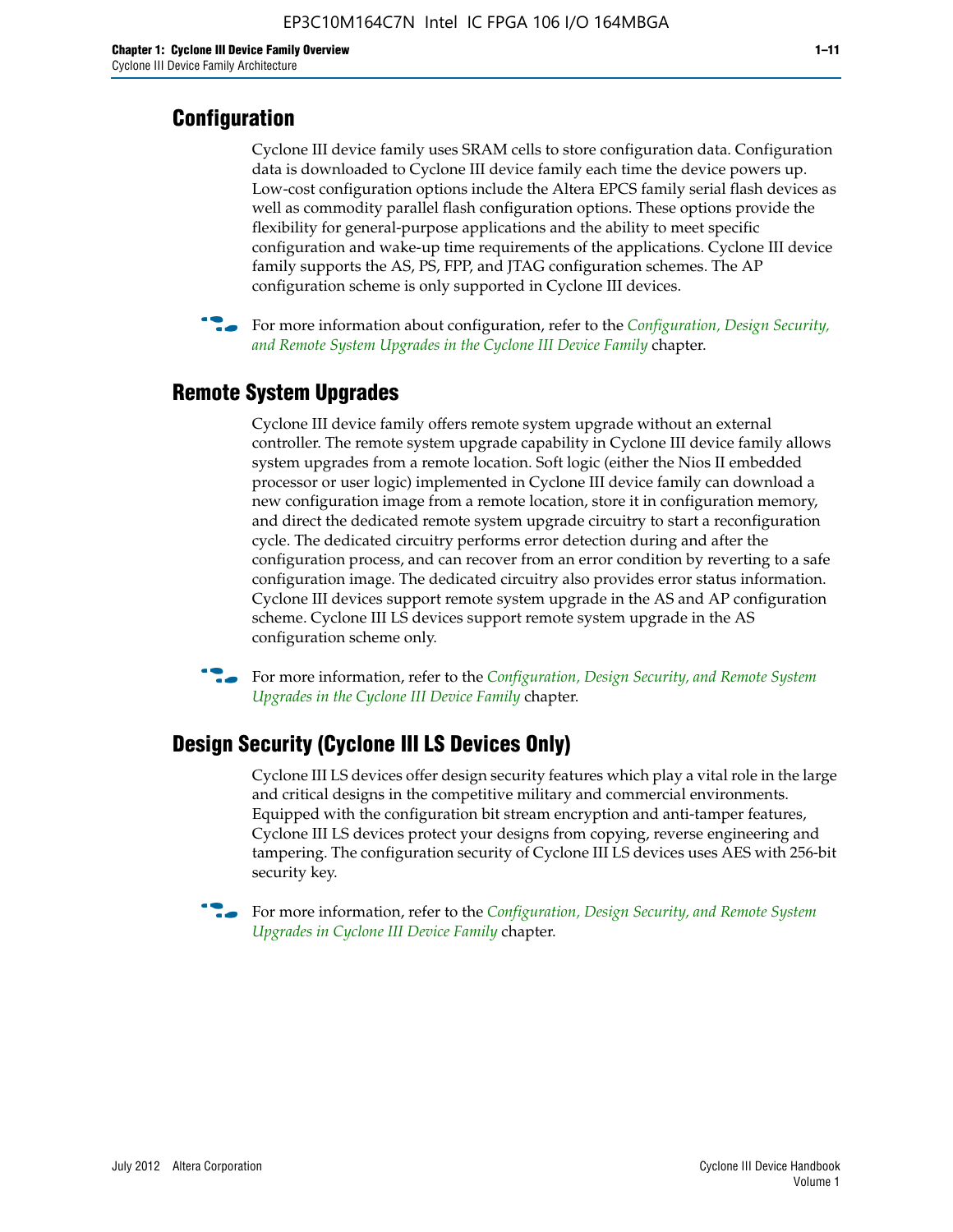## Configuration

Cyclone III device family uses SRAM cells to store configuration data. Configuration data is downloaded to Cyclone III device family each time the device powers up. Low-cost configuration options include the Altera EPCS family serial flash devices as well as commodity parallel flash configuration options. These options provide the flexibility for general-purpose applications and the ability to meet specific configuration and wake-up time requirements of the applications. Cyclone III device family supports the AS, PS, FPP, and JTAG configuration schemes. The AP configuration scheme is only supported in Cyclone III devices.

For more information about configuration, refer to the *Configuration, Design Security, and Remote System Upgrades in the Cyclone III Device Family* chapter.

## Remote System Upgrades

Cyclone III device family offers remote system upgrade without an external controller. The remote system upgrade capability in Cyclone III device family allows system upgrades from a remote location. Soft logic (either the Nios II embedded processor or user logic) implemented in Cyclone III device family can download a new configuration image from a remote location, store it in configuration memory, and direct the dedicated remote system upgrade circuitry to start a reconfiguration cycle. The dedicated circuitry performs error detection during and after the configuration process, and can recover from an error condition by reverting to a safe configuration image. The dedicated circuitry also provides error status information. Cyclone III devices support remote system upgrade in the AS and AP configuration scheme. Cyclone III LS devices support remote system upgrade in the AS configuration scheme only.

For more information, refer to the *Configuration, Design Security, and Remote System Upgrades in the Cyclone III Device Family* chapter.

## Design Security (Cyclone III LS Devices Only)

Cyclone III LS devices offer design security features which play a vital role in the large and critical designs in the competitive military and commercial environments. Equipped with the configuration bit stream encryption and anti-tamper features, Cyclone III LS devices protect your designs from copying, reverse engineering and tampering. The configuration security of Cyclone III LS devices uses AES with 256-bit security key.

For more information, refer to the *Configuration, Design Security, and Remote System Upgrades in Cyclone III Device Family* chapter.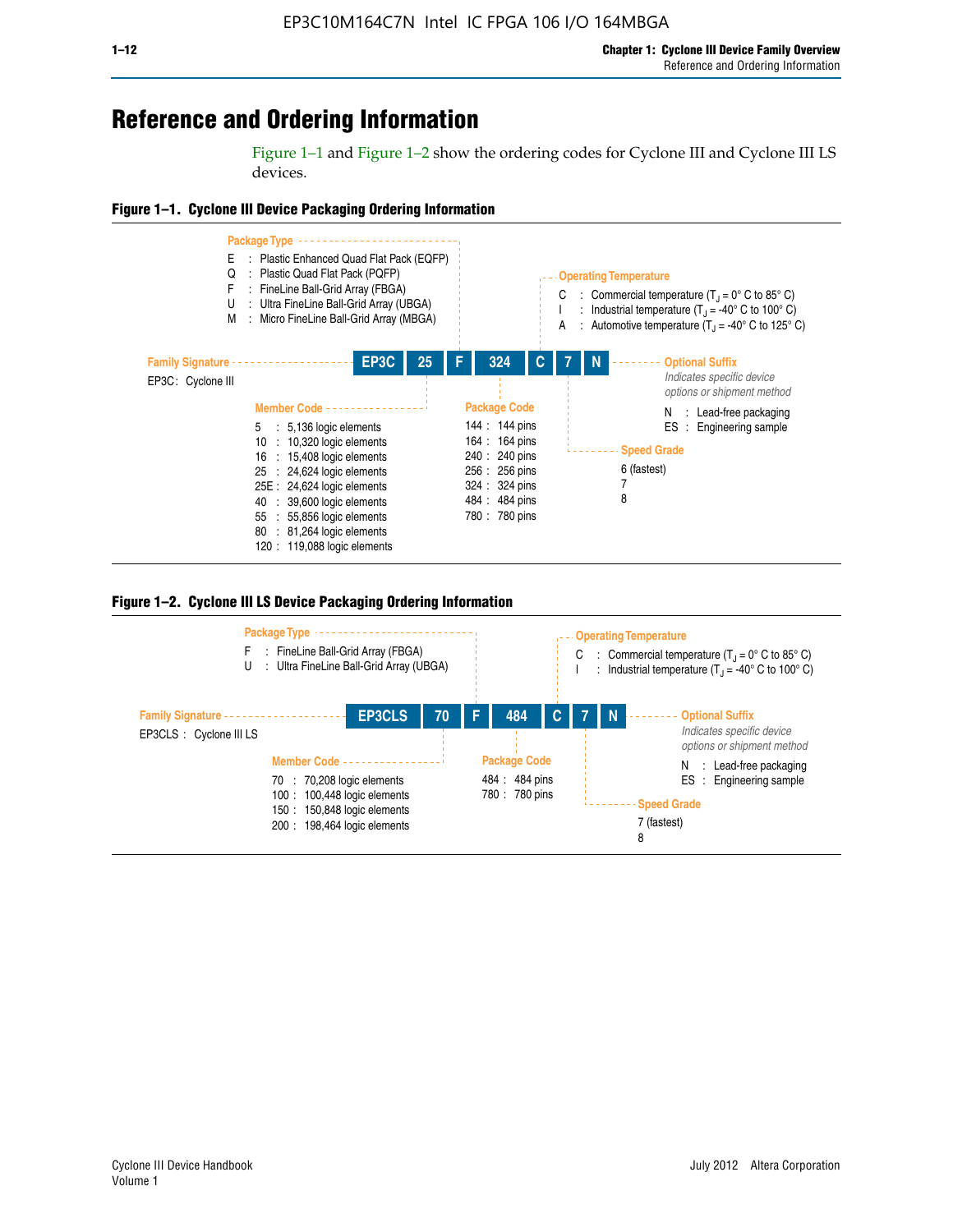# Reference and Ordering Information

Figure 1–1 and Figure 1–2 show the ordering codes for Cyclone III and Cyclone III LS devices.

**Figure 1–1. Cyclone III Device Packaging Ordering Information**

**EP3C | 25 | F | 324 | C | 7 | N**

**Family Signature**

EP3C : Cyclone III

**Member Code**

- 5 : 5,136 logic elements
- 10 : 10,320 logic elements
- 16 : 15,408 logic elements
- 25 : 24,624 logic elements
- 25E : 24,624 logic elements
- 40 : 39,600 logic elements
- 55 : 55,856 logic elements
- 80 : 81,264 logic elements
- 120 : 119,088 logic elements

**Package Type**

- E : Plastic Enhanced Quad Flat Pack (EQFP)
- Q : Plastic Quad Flat Pack (PQFP)
- F : FineLine Ball-Grid Array (FBGA)
- U : Ultra FineLine Ball-Grid Array (UBGA)
- M : Micro FineLine Ball-Grid Array (MBGA)

**Package Code**

- 144 : 144 pins
- 164 : 164 pins
- 240 : 240 pins
- 256 : 256 pins
- 324 : 324 pins
- 484 : 484 pins
- 780 : 780 pins

**Operating Temperature**

- C : Commercial temperature ($T_J$ = 0° C to 85° C)
- I : Industrial temperature ($T_J$ = -40° C to 100° C)
- A : Automotive temperature ($T_J$ = -40° C to 125° C)

**Speed Grade**

- 6 (fastest)
- 7
- 8

**Optional Suffix**

*Indicates specific device options or shipment method*

- N : Lead-free packaging
- ES : Engineering sample

**Figure 1–2. Cyclone III LS Device Packaging Ordering Information**

**EP3CLS | 70 | F | 484 | C | 7 | N**

**Family Signature**

EP3CLS : Cyclone III LS

**Member Code**

- 70 : 70,208 logic elements
- 100 : 100,448 logic elements
- 150 : 150,848 logic elements
- 200 : 198,464 logic elements

**Package Type**

- F : FineLine Ball-Grid Array (FBGA)
- U : Ultra FineLine Ball-Grid Array (UBGA)

**Package Code**

- 484 : 484 pins
- 780 : 780 pins

**Operating Temperature**

- C : Commercial temperature ($T_J$ = 0° C to 85° C)
- I : Industrial temperature ($T_J$ = -40° C to 100° C)

**Speed Grade**

- 7 (fastest)
- 8

**Optional Suffix**

*Indicates specific device options or shipment method*

- N : Lead-free packaging
- ES : Engineering sample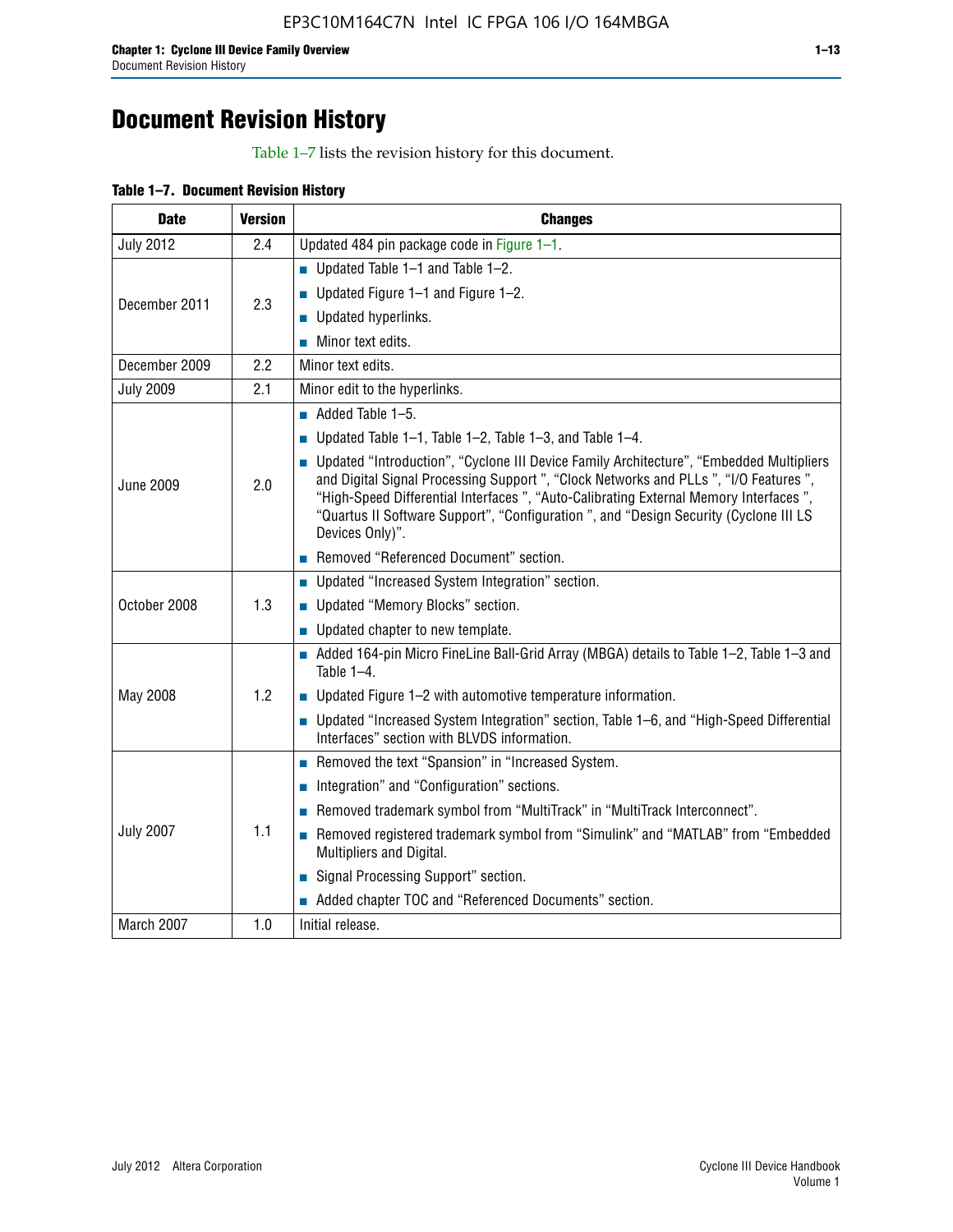# Document Revision History

Table 1–7 lists the revision history for this document.

**Table 1–7. Document Revision History**

| Date | Version | Changes |
|---|---|---|
| July 2012 | 2.4 | Updated 484 pin package code in Figure 1–1. |
| December 2011 | 2.3 | ■ Updated Table 1–1 and Table 1–2.<br>■ Updated Figure 1–1 and Figure 1–2.<br>■ Updated hyperlinks.<br>■ Minor text edits. |
| December 2009 | 2.2 | Minor text edits. |
| July 2009 | 2.1 | Minor edit to the hyperlinks. |
| June 2009 | 2.0 | ■ Added Table 1–5.<br>■ Updated Table 1–1, Table 1–2, Table 1–3, and Table 1–4.<br>■ Updated "Introduction", "Cyclone III Device Family Architecture", "Embedded Multipliers and Digital Signal Processing Support ", "Clock Networks and PLLs ", "I/O Features ", "High-Speed Differential Interfaces ", "Auto-Calibrating External Memory Interfaces ", "Quartus II Software Support", "Configuration ", and "Design Security (Cyclone III LS Devices Only)".<br>■ Removed "Referenced Document" section. |
| October 2008 | 1.3 | ■ Updated "Increased System Integration" section.<br>■ Updated "Memory Blocks" section.<br>■ Updated chapter to new template. |
| May 2008 | 1.2 | ■ Added 164-pin Micro FineLine Ball-Grid Array (MBGA) details to Table 1–2, Table 1–3 and Table 1–4.<br>■ Updated Figure 1–2 with automotive temperature information.<br>■ Updated "Increased System Integration" section, Table 1–6, and "High-Speed Differential Interfaces" section with BLVDS information. |
| July 2007 | 1.1 | ■ Removed the text "Spansion" in "Increased System.<br>■ Integration" and "Configuration" sections.<br>■ Removed trademark symbol from "MultiTrack" in "MultiTrack Interconnect".<br>■ Removed registered trademark symbol from "Simulink" and "MATLAB" from "Embedded Multipliers and Digital.<br>■ Signal Processing Support" section.<br>■ Added chapter TOC and "Referenced Documents" section. |
| March 2007 | 1.0 | Initial release. |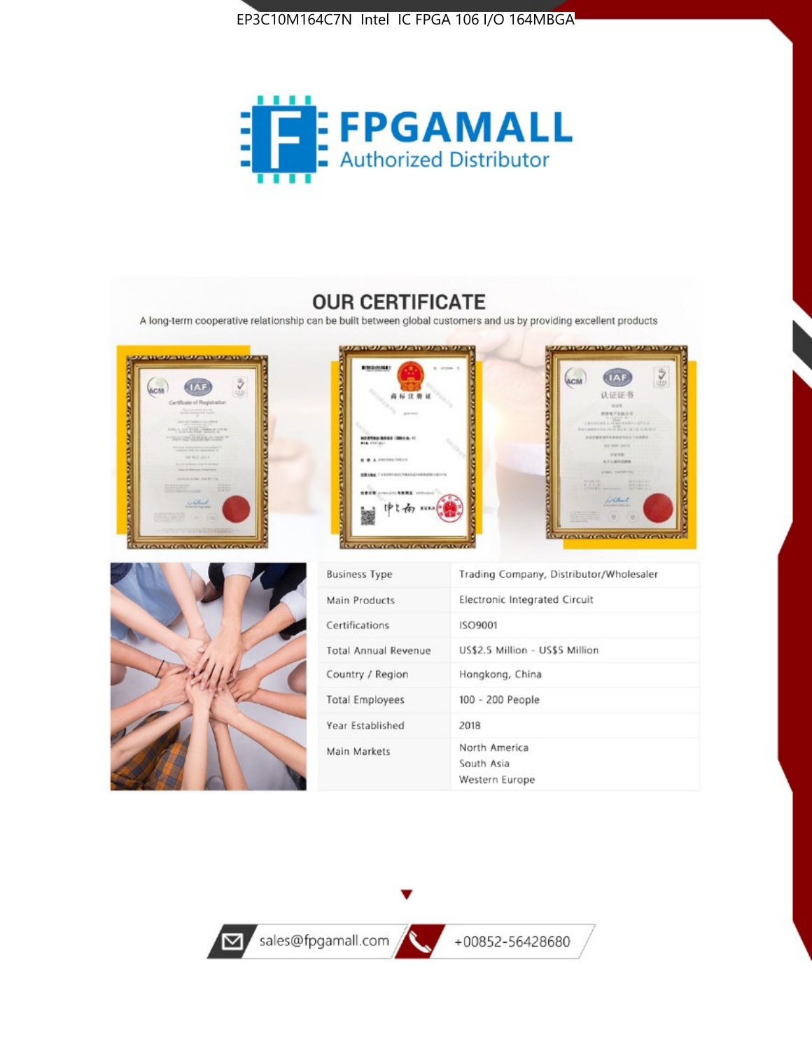FPGAMALL
Authorized Distributor

## OUR CERTIFICATE

A long-term cooperative relationship can be built between global customers and us by providing excellent products

| | |
|---|---|
| Business Type | Trading Company, Distributor/Wholesaler |
| Main Products | Electronic Integrated Circuit |
| Certifications | ISO9001 |
| Total Annual Revenue | US$2.5 Million - US$5 Million |
| Country / Region | Hongkong, China |
| Total Employees | 100 - 200 People |
| Year Established | 2018 |
| Main Markets | North America<br>South Asia<br>Western Europe |

sales@fpgamall.com

+00852-56428680